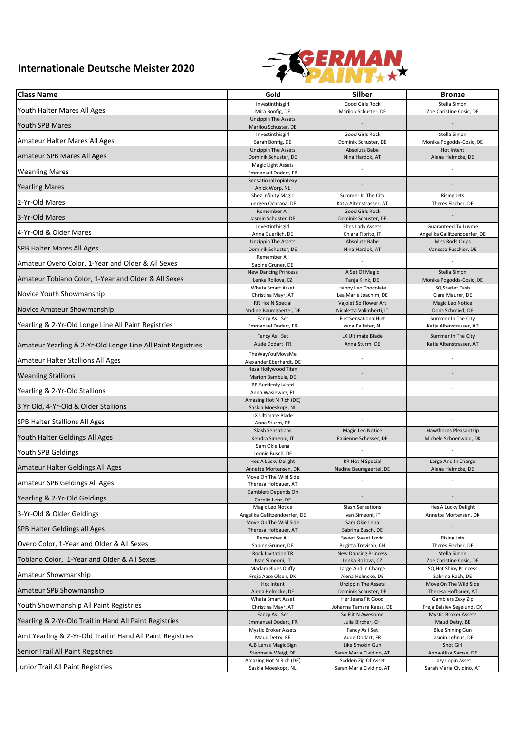# Internationale Deutsche Meister 2020

| Class Name | Gold | Silber | Bronze |
|---|---|---|---|
| Youth Halter Mares All Ages | Investinthisgirl<br>Mira Bonfig, DE | Good Girls Rock<br>Marilou Schuster, DE | Stella Simon<br>Zoe Christine Cosic, DE |
| Youth SPB Mares | Unzippin The Assets<br>Marilou Schuster, DE | - | - |
| Amateur Halter Mares All Ages | Investinthisgirl<br>Sarah Bonfig, DE | Good Girls Rock<br>Dominik Schuster, DE | Stella Simon<br>Monika Pogodda-Cosic, DE |
| Amateur SPB Mares All Ages | Unzippin The Assets<br>Dominik Schuster, DE | Absolute Babe<br>Nina Hardok, AT | Hot Intent<br>Alena Helmcke, DE |
| Weanling Mares | Magic Light Assets<br>Emmanuel Dodart, FR | - | - |
| Yearling Mares | SensationalLopinLexy<br>Anick Worp, NL | - | - |
| 2-Yr-Old Mares | Shez Infinity Magic<br>Juergen Ochrana, DE | Summer In The City<br>Katja Altenstrasser, AT | Rising Jets<br>Theres Fischer, DE |
| 3-Yr-Old Mares | Remember All<br>Jasmin Schuster, DE | Good Girls Rock<br>Dominik Schuster, DE | - |
| 4-Yr-Old & Older Mares | Investinthisgirl<br>Anna Guerlich, DE | Shes Lady Assets<br>Chiara Fiorito, IT | Guaranteed To Luvme<br>Angelika Gallitzendoerfer, DE |
| SPB Halter Mares All Ages | Unzippin The Assets<br>Dominik Schuster, DE | Absolute Babe<br>Nina Hardok, AT | Miss Rods Chips<br>Vanessa Fuschier, DE |
| Amateur Overo Color, 1-Year and Older & All Sexes | Remember All<br>Sabine Gruner, DE | - | - |
| Amateur Tobiano Color, 1-Year and Older & All Sexes | New Dancing Princess<br>Lenka Rollova, CZ | A Set Of Magic<br>Tanja Klink, DE | Stella Simon<br>Monika Pogodda-Cosic, DE |
| Novice Youth Showmanship | Whata Smart Asset<br>Christina Mayr, AT | Happy Leo Chocolate<br>Lea Marie Joachim, DE | SQ Starlet Cash<br>Clara Maurer, DE |
| Novice Amateur Showmanship | RR Hot N Special<br>Nadine Baumgaertel, DE | Vajolet So Flower Art<br>Nicoletta Valimberti, IT | Magic Leo Notice<br>Doris Schmied, DE |
| Yearling & 2-Yr-Old Longe Line All Paint Registries | Fancy As I Set<br>Emmanuel Dodart, FR | FirstSensationalHint<br>Ivana Pallister, NL | Summer In The City<br>Katja Altenstrasser, AT |
| Amateur Yearling & 2-Yr-Old Longe Line All Paint Registries | Fancy As I Set<br>Aude Dodart, FR | LX Ultimate Blade<br>Anna Sturm, DE | Summer In The City<br>Katja Altenstrasser, AT |
| Amateur Halter Stallions All Ages | TheWayYouMoveMe<br>Alexander Eberhardt, DE | - | - |
| Weanling Stallions | Hesa Hollywood Titan<br>Marion Bambula, DE | - | - |
| Yearling & 2-Yr-Old Stallions | RR Suddenly Ivited<br>Anna Wasiewicz, PL | - | - |
| 3 Yr Old, 4-Yr-Old & Older Stallions | Amazing Hot N Rich (DE)<br>Saskia Moeskops, NL | - | - |
| SPB Halter Stallions All Ages | LX Ultimate Blade<br>Anna Sturm, DE | - | - |
| Youth Halter Geldings All Ages | Slash Sensations<br>Kendra Simeoni, IT | Magic Leo Notice<br>Fabienne Schesser, DE | Hawthorns Pleasantzip<br>Michele Schoenwald, DK |
| Youth SPB Geldings | Sam Okie Lena<br>Leonie Busch, DE | - | - |
| Amateur Halter Geldings All Ages | Hes A Lucky Delight<br>Annette Mortensen, DK | RR Hot N Special<br>Nadine Baumgaertel, DE | Large And In Charge<br>Alena Helmcke, DE |
| Amateur SPB Geldings All Ages | Move On The Wild Side<br>Theresa Hofbauer, AT | - | - |
| Yearling & 2-Yr-Old Geldings | Gamblers Depends On<br>Carolin Lenz, DE | - | - |
| 3-Yr-Old & Older Geldings | Magic Leo Notice<br>Angelika Gallitzendoerfer, DE | Slash Sensations<br>Ivan Simeoni, IT | Hes A Lucky Delight<br>Annette Mortensen, DK |
| SPB Halter Geldings all Ages | Move On The Wild Side<br>Theresa Hofbauer, AT | Sam Okie Lena<br>Sabrina Busch, DE | - |
| Overo Color, 1-Year and Older & All Sexes | Remember All<br>Sabine Gruner, DE | Sweet Sweet Lovin<br>Brigitta Trevisan, CH | Rising Jets<br>Theres Fischer, DE |
| Tobiano Color, 1-Year and Older & All Sexes | Rock Invitation TR<br>Ivan Simeoni, IT | New Dancing Princess<br>Lenka Rollova, CZ | Stella Simon<br>Zoe Christine Cosic, DE |
| Amateur Showmanship | Madam Blues Duffy<br>Freja Aase Olsen, DK | Large And In Charge<br>Alena Helmcke, DE | SQ Hot Shiny Princess<br>Sabrina Rauh, DE |
| Amateur SPB Showmanship | Hot Intent<br>Alena Helmcke, DE | Unzippin The Assets<br>Dominik Schuster, DE | Move On The Wild Side<br>Theresa Hofbauer, AT |
| Youth Showmanship All Paint Registries | Whata Smart Asset<br>Christina Mayr, AT | Her Jeans Fit Good<br>Johanna Tamara Kaess, DE | Gamblers Zexy Zip<br>Freja Balslev Segelund, DK |
| Yearling & 2-Yr-Old Trail in Hand All Paint Registries | Fancy As I Set<br>Emmanuel Dodart, FR | So Flit N Awesome<br>Julia Bircher, CH | Mystic Broker Assets<br>Maud Detry, BE |
| Amt Yearling & 2-Yr-Old Trail in Hand All Paint Registries | Mystic Broker Assets<br>Maud Detry, BE | Fancy As I Set<br>Aude Dodart, FR | Blue Shining Gun<br>Jasmin Lehnus, DE |
| Senior Trail All Paint Registries | AJB Lenas Magic Sign<br>Stephanie Weigl, DE | Like Smokin Gun<br>Sarah Maria Cividino, AT | Shot Girl<br>Anna-Alisa Samse, DE |
| Junior Trail All Paint Registries | Amazing Hot N Rich (DE)<br>Saskia Moeskops, NL | Sudden Zip Of Asset<br>Sarah Maria Cividino, AT | Lazy Lopin Asset<br>Sarah Maria Cividino, AT |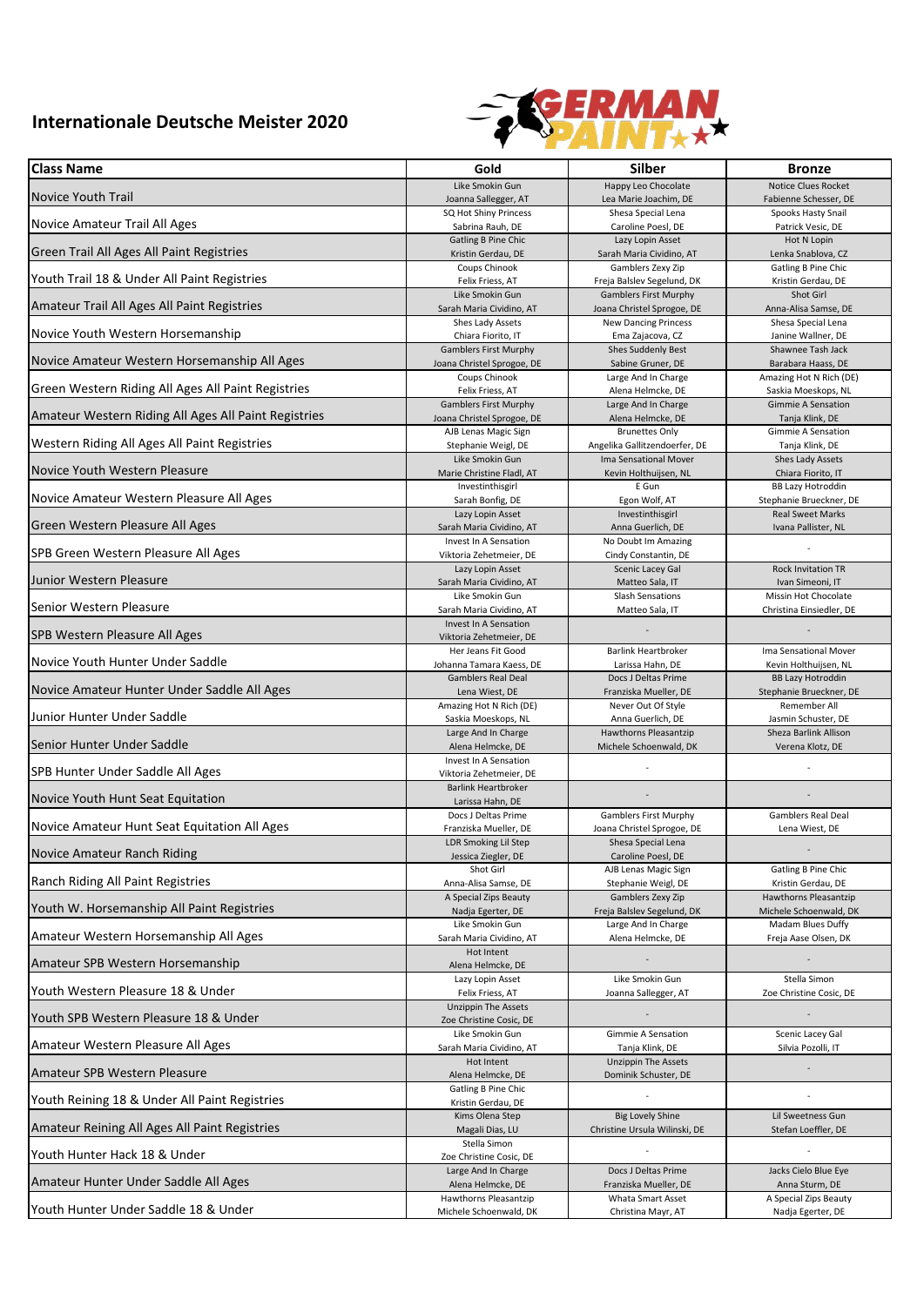# Internationale Deutsche Meister 2020

| Class Name | Gold | Silber | Bronze |
|---|---|---|---|
| Novice Youth Trail | Like Smokin Gun<br>Joanna Sallegger, AT | Happy Leo Chocolate<br>Lea Marie Joachim, DE | Notice Clues Rocket<br>Fabienne Schesser, DE |
| Novice Amateur Trail All Ages | SQ Hot Shiny Princess<br>Sabrina Rauh, DE | Shesa Special Lena<br>Caroline Poesl, DE | Spooks Hasty Snail<br>Patrick Vesic, DE |
| Green Trail All Ages All Paint Registries | Gatling B Pine Chic<br>Kristin Gerdau, DE | Lazy Lopin Asset<br>Sarah Maria Cividino, AT | Hot N Lopin<br>Lenka Snablova, CZ |
| Youth Trail 18 & Under All Paint Registries | Coups Chinook<br>Felix Friess, AT | Gamblers Zexy Zip<br>Freja Balslev Segelund, DK | Gatling B Pine Chic<br>Kristin Gerdau, DE |
| Amateur Trail All Ages All Paint Registries | Like Smokin Gun<br>Sarah Maria Cividino, AT | Gamblers First Murphy<br>Joana Christel Sprogoe, DE | Shot Girl<br>Anna-Alisa Samse, DE |
| Novice Youth Western Horsemanship | Shes Lady Assets<br>Chiara Fiorito, IT | New Dancing Princess<br>Ema Zajacova, CZ | Shesa Special Lena<br>Janine Wallner, DE |
| Novice Amateur Western Horsemanship All Ages | Gamblers First Murphy<br>Joana Christel Sprogoe, DE | Shes Suddenly Best<br>Sabine Gruner, DE | Shawnee Tash Jack<br>Barabara Haass, DE |
| Green Western Riding All Ages All Paint Registries | Coups Chinook<br>Felix Friess, AT | Large And In Charge<br>Alena Helmcke, DE | Amazing Hot N Rich (DE)<br>Saskia Moeskops, NL |
| Amateur Western Riding All Ages All Paint Registries | Gamblers First Murphy<br>Joana Christel Sprogoe, DE | Large And In Charge<br>Alena Helmcke, DE | Gimmie A Sensation<br>Tanja Klink, DE |
| Western Riding All Ages All Paint Registries | AJB Lenas Magic Sign<br>Stephanie Weigl, DE | Brunettes Only<br>Angelika Gallitzendoerfer, DE | Gimmie A Sensation<br>Tanja Klink, DE |
| Novice Youth Western Pleasure | Like Smokin Gun<br>Marie Christine Fladl, AT | Ima Sensational Mover<br>Kevin Holthuijsen, NL | Shes Lady Assets<br>Chiara Fiorito, IT |
| Novice Amateur Western Pleasure All Ages | Investinthisgirl<br>Sarah Bonfig, DE | E Gun<br>Egon Wolf, AT | BB Lazy Hotroddin<br>Stephanie Brueckner, DE |
| Green Western Pleasure All Ages | Lazy Lopin Asset<br>Sarah Maria Cividino, AT | Investinthisgirl<br>Anna Guerlich, DE | Real Sweet Marks<br>Ivana Pallister, NL |
| SPB Green Western Pleasure All Ages | Invest In A Sensation<br>Viktoria Zehetmeier, DE | No Doubt Im Amazing<br>Cindy Constantin, DE | - |
| Junior Western Pleasure | Lazy Lopin Asset<br>Sarah Maria Cividino, AT | Scenic Lacey Gal<br>Matteo Sala, IT | Rock Invitation TR<br>Ivan Simeoni, IT |
| Senior Western Pleasure | Like Smokin Gun<br>Sarah Maria Cividino, AT | Slash Sensations<br>Matteo Sala, IT | Missin Hot Chocolate<br>Christina Einsiedler, DE |
| SPB Western Pleasure All Ages | Invest In A Sensation<br>Viktoria Zehetmeier, DE | - | - |
| Novice Youth Hunter Under Saddle | Her Jeans Fit Good<br>Johanna Tamara Kaess, DE | Barlink Heartbroker<br>Larissa Hahn, DE | Ima Sensational Mover<br>Kevin Holthuijsen, NL |
| Novice Amateur Hunter Under Saddle All Ages | Gamblers Real Deal<br>Lena Wiest, DE | Docs J Deltas Prime<br>Franziska Mueller, DE | BB Lazy Hotroddin<br>Stephanie Brueckner, DE |
| Junior Hunter Under Saddle | Amazing Hot N Rich (DE)<br>Saskia Moeskops, NL | Never Out Of Style<br>Anna Guerlich, DE | Remember All<br>Jasmin Schuster, DE |
| Senior Hunter Under Saddle | Large And In Charge<br>Alena Helmcke, DE | Hawthorns Pleasantzip<br>Michele Schoenwald, DK | Sheza Barlink Allison<br>Verena Klotz, DE |
| SPB Hunter Under Saddle All Ages | Invest In A Sensation<br>Viktoria Zehetmeier, DE | - | - |
| Novice Youth Hunt Seat Equitation | Barlink Heartbroker<br>Larissa Hahn, DE | - | - |
| Novice Amateur Hunt Seat Equitation All Ages | Docs J Deltas Prime<br>Franziska Mueller, DE | Gamblers First Murphy<br>Joana Christel Sprogoe, DE | Gamblers Real Deal<br>Lena Wiest, DE |
| Novice Amateur Ranch Riding | LDR Smoking Lil Step<br>Jessica Ziegler, DE | Shesa Special Lena<br>Caroline Poesl, DE | - |
| Ranch Riding All Paint Registries | Shot Girl<br>Anna-Alisa Samse, DE | AJB Lenas Magic Sign<br>Stephanie Weigl, DE | Gatling B Pine Chic<br>Kristin Gerdau, DE |
| Youth W. Horsemanship All Paint Registries | A Special Zips Beauty<br>Nadja Egerter, DE | Gamblers Zexy Zip<br>Freja Balslev Segelund, DK | Hawthorns Pleasantzip<br>Michele Schoenwald, DK |
| Amateur Western Horsemanship All Ages | Like Smokin Gun<br>Sarah Maria Cividino, AT | Large And In Charge<br>Alena Helmcke, DE | Madam Blues Duffy<br>Freja Aase Olsen, DK |
| Amateur SPB Western Horsemanship | Hot Intent<br>Alena Helmcke, DE | - | - |
| Youth Western Pleasure 18 & Under | Lazy Lopin Asset<br>Felix Friess, AT | Like Smokin Gun<br>Joanna Sallegger, AT | Stella Simon<br>Zoe Christine Cosic, DE |
| Youth SPB Western Pleasure 18 & Under | Unzippin The Assets<br>Zoe Christine Cosic, DE | - | - |
| Amateur Western Pleasure All Ages | Like Smokin Gun<br>Sarah Maria Cividino, AT | Gimmie A Sensation<br>Tanja Klink, DE | Scenic Lacey Gal<br>Silvia Pozolli, IT |
| Amateur SPB Western Pleasure | Hot Intent<br>Alena Helmcke, DE | Unzippin The Assets<br>Dominik Schuster, DE | - |
| Youth Reining 18 & Under All Paint Registries | Gatling B Pine Chic<br>Kristin Gerdau, DE | - | - |
| Amateur Reining All Ages All Paint Registries | Kims Olena Step<br>Magali Dias, LU | Big Lovely Shine<br>Christine Ursula Wilinski, DE | Lil Sweetness Gun<br>Stefan Loeffler, DE |
| Youth Hunter Hack 18 & Under | Stella Simon<br>Zoe Christine Cosic, DE | - | - |
| Amateur Hunter Under Saddle All Ages | Large And In Charge<br>Alena Helmcke, DE | Docs J Deltas Prime<br>Franziska Mueller, DE | Jacks Cielo Blue Eye<br>Anna Sturm, DE |
| Youth Hunter Under Saddle 18 & Under | Hawthorns Pleasantzip<br>Michele Schoenwald, DK | Whata Smart Asset<br>Christina Mayr, AT | A Special Zips Beauty<br>Nadja Egerter, DE |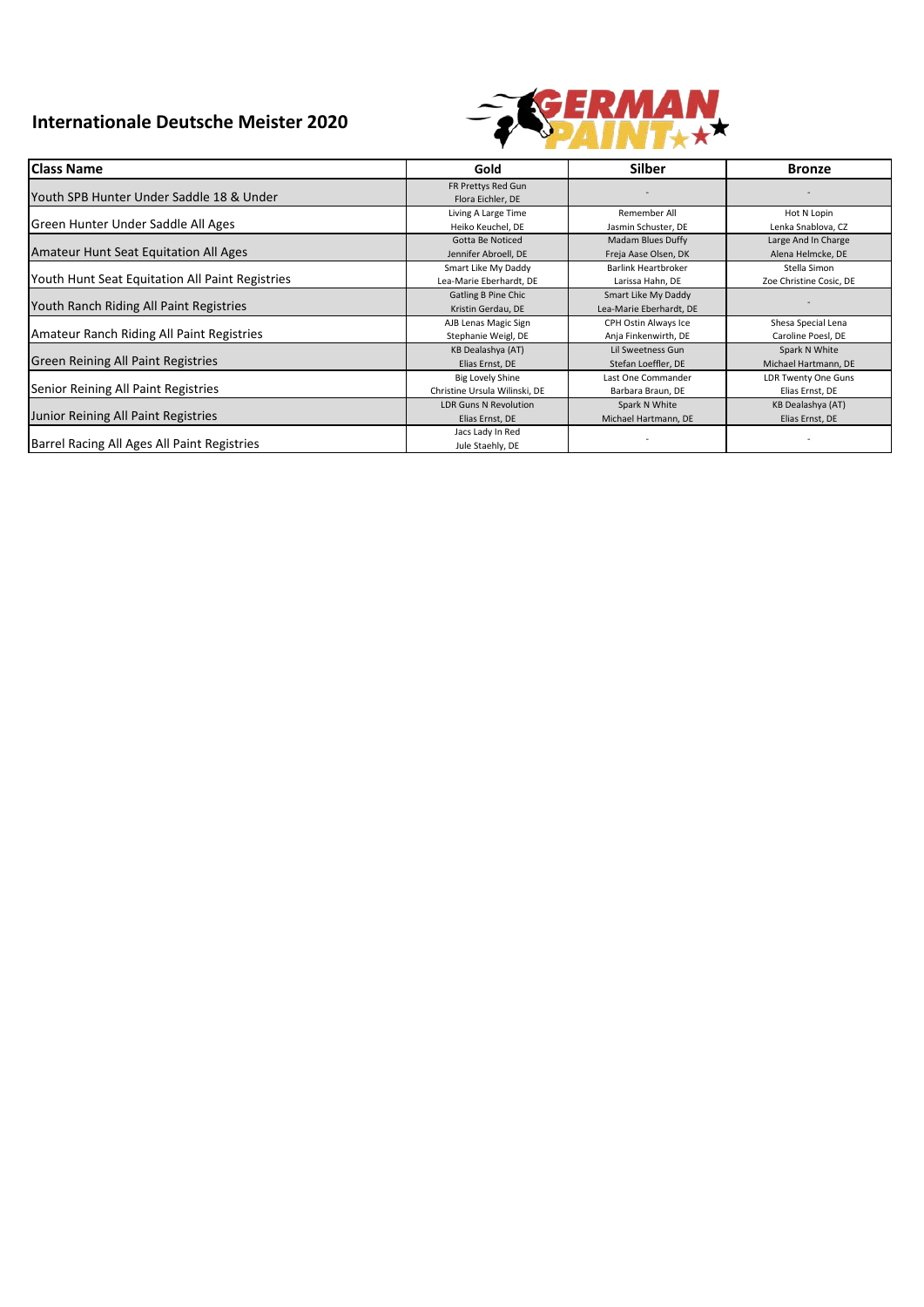# Internationale Deutsche Meister 2020

| Class Name | Gold | Silber | Bronze |
|---|---|---|---|
| Youth SPB Hunter Under Saddle 18 & Under | FR Prettys Red Gun<br>Flora Eichler, DE | - | - |
| Green Hunter Under Saddle All Ages | Living A Large Time<br>Heiko Keuchel, DE | Remember All<br>Jasmin Schuster, DE | Hot N Lopin<br>Lenka Snablova, CZ |
| Amateur Hunt Seat Equitation All Ages | Gotta Be Noticed<br>Jennifer Abroell, DE | Madam Blues Duffy<br>Freja Aase Olsen, DK | Large And In Charge<br>Alena Helmcke, DE |
| Youth Hunt Seat Equitation All Paint Registries | Smart Like My Daddy<br>Lea-Marie Eberhardt, DE | Barlink Heartbroker<br>Larissa Hahn, DE | Stella Simon<br>Zoe Christine Cosic, DE |
| Youth Ranch Riding All Paint Registries | Gatling B Pine Chic<br>Kristin Gerdau, DE | Smart Like My Daddy<br>Lea-Marie Eberhardt, DE | - |
| Amateur Ranch Riding All Paint Registries | AJB Lenas Magic Sign<br>Stephanie Weigl, DE | CPH Ostin Always Ice<br>Anja Finkenwirth, DE | Shesa Special Lena<br>Caroline Poesl, DE |
| Green Reining All Paint Registries | KB Dealashya (AT)<br>Elias Ernst, DE | Lil Sweetness Gun<br>Stefan Loeffler, DE | Spark N White<br>Michael Hartmann, DE |
| Senior Reining All Paint Registries | Big Lovely Shine<br>Christine Ursula Wilinski, DE | Last One Commander<br>Barbara Braun, DE | LDR Twenty One Guns<br>Elias Ernst, DE |
| Junior Reining All Paint Registries | LDR Guns N Revolution<br>Elias Ernst, DE | Spark N White<br>Michael Hartmann, DE | KB Dealashya (AT)<br>Elias Ernst, DE |
| Barrel Racing All Ages All Paint Registries | Jacs Lady In Red<br>Jule Staehly, DE | - | - |